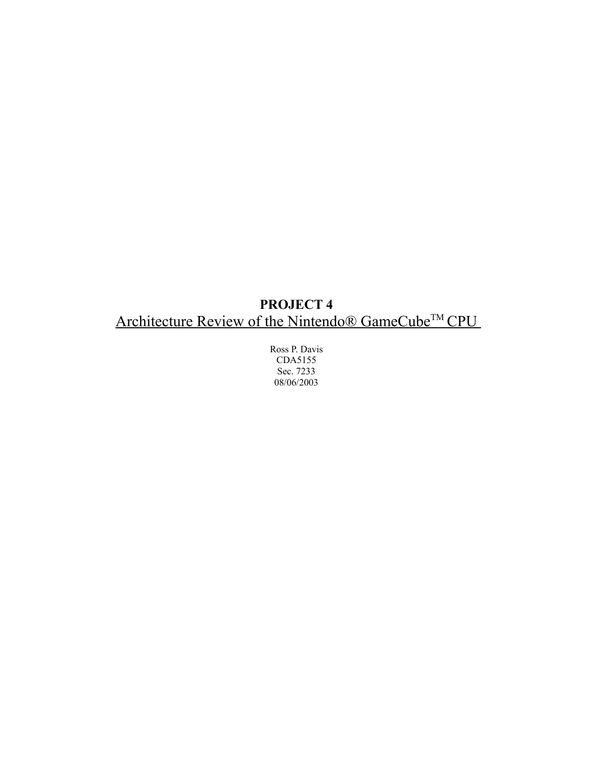**PROJECT 4**

Architecture Review of the Nintendo® GameCube™ CPU

Ross P. Davis
CDA5155
Sec. 7233
08/06/2003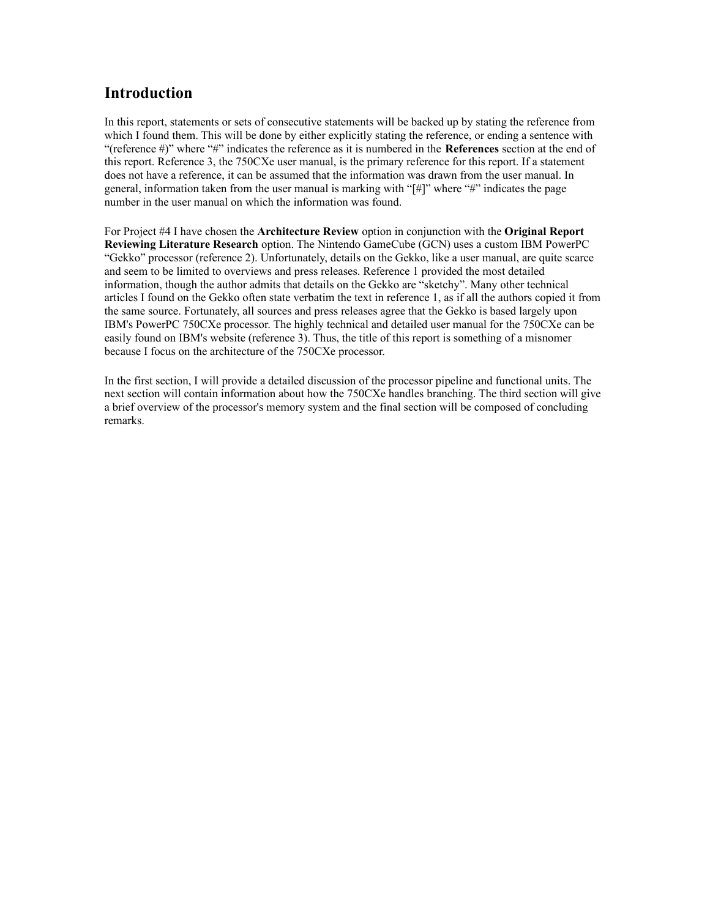## Introduction

In this report, statements or sets of consecutive statements will be backed up by stating the reference from which I found them. This will be done by either explicitly stating the reference, or ending a sentence with "(reference #)" where "#" indicates the reference as it is numbered in the **References** section at the end of this report. Reference 3, the 750CXe user manual, is the primary reference for this report. If a statement does not have a reference, it can be assumed that the information was drawn from the user manual. In general, information taken from the user manual is marking with "[#]" where "#" indicates the page number in the user manual on which the information was found.

For Project #4 I have chosen the **Architecture Review** option in conjunction with the **Original Report Reviewing Literature Research** option. The Nintendo GameCube (GCN) uses a custom IBM PowerPC "Gekko" processor (reference 2). Unfortunately, details on the Gekko, like a user manual, are quite scarce and seem to be limited to overviews and press releases. Reference 1 provided the most detailed information, though the author admits that details on the Gekko are "sketchy". Many other technical articles I found on the Gekko often state verbatim the text in reference 1, as if all the authors copied it from the same source. Fortunately, all sources and press releases agree that the Gekko is based largely upon IBM's PowerPC 750CXe processor. The highly technical and detailed user manual for the 750CXe can be easily found on IBM's website (reference 3). Thus, the title of this report is something of a misnomer because I focus on the architecture of the 750CXe processor.

In the first section, I will provide a detailed discussion of the processor pipeline and functional units. The next section will contain information about how the 750CXe handles branching. The third section will give a brief overview of the processor's memory system and the final section will be composed of concluding remarks.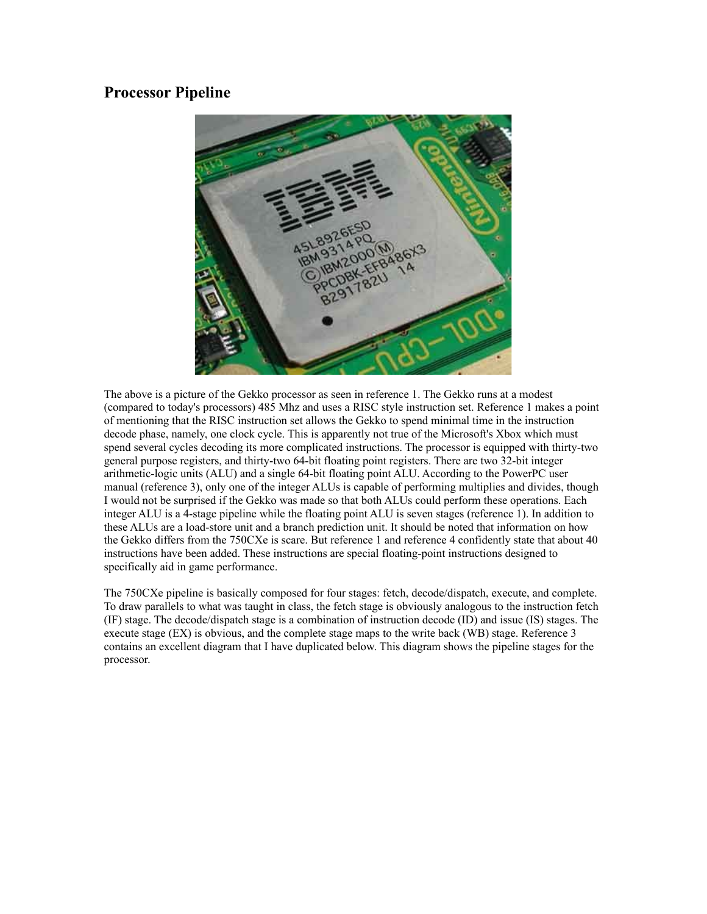## Processor Pipeline

The above is a picture of the Gekko processor as seen in reference 1. The Gekko runs at a modest (compared to today's processors) 485 Mhz and uses a RISC style instruction set. Reference 1 makes a point of mentioning that the RISC instruction set allows the Gekko to spend minimal time in the instruction decode phase, namely, one clock cycle. This is apparently not true of the Microsoft's Xbox which must spend several cycles decoding its more complicated instructions. The processor is equipped with thirty-two general purpose registers, and thirty-two 64-bit floating point registers. There are two 32-bit integer arithmetic-logic units (ALU) and a single 64-bit floating point ALU. According to the PowerPC user manual (reference 3), only one of the integer ALUs is capable of performing multiplies and divides, though I would not be surprised if the Gekko was made so that both ALUs could perform these operations. Each integer ALU is a 4-stage pipeline while the floating point ALU is seven stages (reference 1). In addition to these ALUs are a load-store unit and a branch prediction unit. It should be noted that information on how the Gekko differs from the 750CXe is scare. But reference 1 and reference 4 confidently state that about 40 instructions have been added. These instructions are special floating-point instructions designed to specifically aid in game performance.

The 750CXe pipeline is basically composed for four stages: fetch, decode/dispatch, execute, and complete. To draw parallels to what was taught in class, the fetch stage is obviously analogous to the instruction fetch (IF) stage. The decode/dispatch stage is a combination of instruction decode (ID) and issue (IS) stages. The execute stage (EX) is obvious, and the complete stage maps to the write back (WB) stage. Reference 3 contains an excellent diagram that I have duplicated below. This diagram shows the pipeline stages for the processor.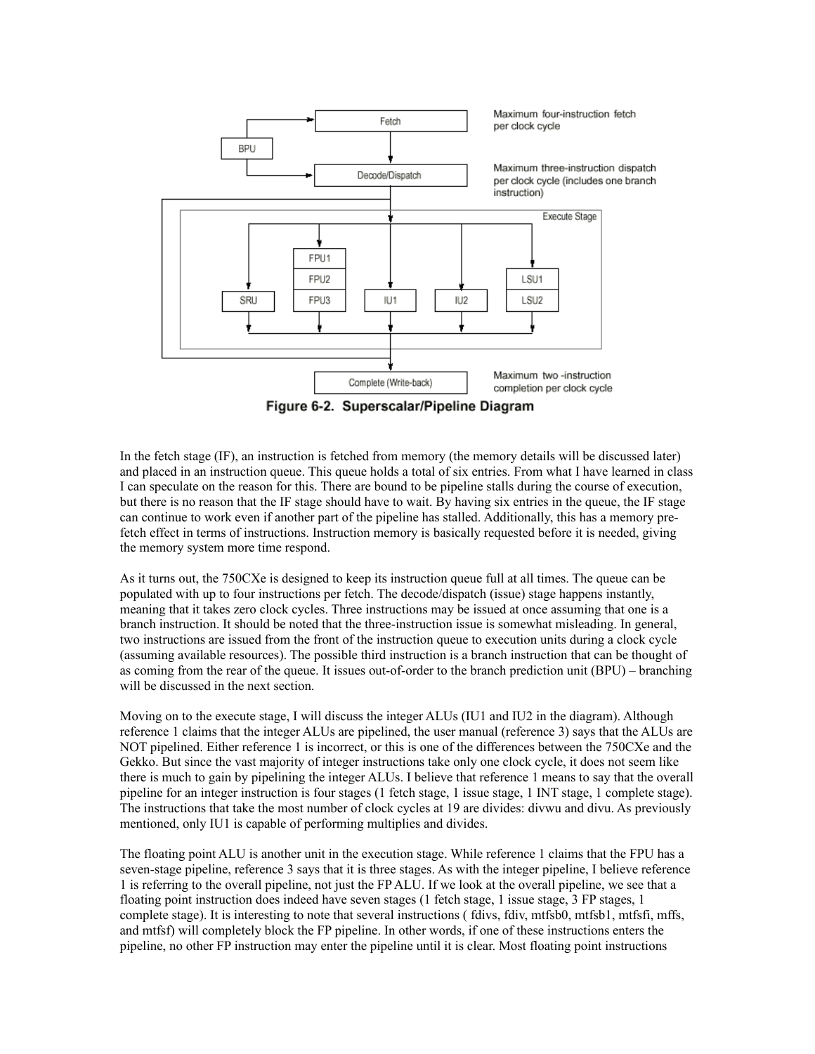Figure 6-2. Superscalar/Pipeline Diagram

In the fetch stage (IF), an instruction is fetched from memory (the memory details will be discussed later) and placed in an instruction queue. This queue holds a total of six entries. From what I have learned in class I can speculate on the reason for this. There are bound to be pipeline stalls during the course of execution, but there is no reason that the IF stage should have to wait. By having six entries in the queue, the IF stage can continue to work even if another part of the pipeline has stalled. Additionally, this has a memory pre-fetch effect in terms of instructions. Instruction memory is basically requested before it is needed, giving the memory system more time respond.

As it turns out, the 750CXe is designed to keep its instruction queue full at all times. The queue can be populated with up to four instructions per fetch. The decode/dispatch (issue) stage happens instantly, meaning that it takes zero clock cycles. Three instructions may be issued at once assuming that one is a branch instruction. It should be noted that the three-instruction issue is somewhat misleading. In general, two instructions are issued from the front of the instruction queue to execution units during a clock cycle (assuming available resources). The possible third instruction is a branch instruction that can be thought of as coming from the rear of the queue. It issues out-of-order to the branch prediction unit (BPU) – branching will be discussed in the next section.

Moving on to the execute stage, I will discuss the integer ALUs (IU1 and IU2 in the diagram). Although reference 1 claims that the integer ALUs are pipelined, the user manual (reference 3) says that the ALUs are NOT pipelined. Either reference 1 is incorrect, or this is one of the differences between the 750CXe and the Gekko. But since the vast majority of integer instructions take only one clock cycle, it does not seem like there is much to gain by pipelining the integer ALUs. I believe that reference 1 means to say that the overall pipeline for an integer instruction is four stages (1 fetch stage, 1 issue stage, 1 INT stage, 1 complete stage). The instructions that take the most number of clock cycles at 19 are divides: divwu and divu. As previously mentioned, only IU1 is capable of performing multiplies and divides.

The floating point ALU is another unit in the execution stage. While reference 1 claims that the FPU has a seven-stage pipeline, reference 3 says that it is three stages. As with the integer pipeline, I believe reference 1 is referring to the overall pipeline, not just the FP ALU. If we look at the overall pipeline, we see that a floating point instruction does indeed have seven stages (1 fetch stage, 1 issue stage, 3 FP stages, 1 complete stage). It is interesting to note that several instructions ( fdivs, fdiv, mtfsb0, mtfsb1, mtfsfi, mffs, and mtfsf) will completely block the FP pipeline. In other words, if one of these instructions enters the pipeline, no other FP instruction may enter the pipeline until it is clear. Most floating point instructions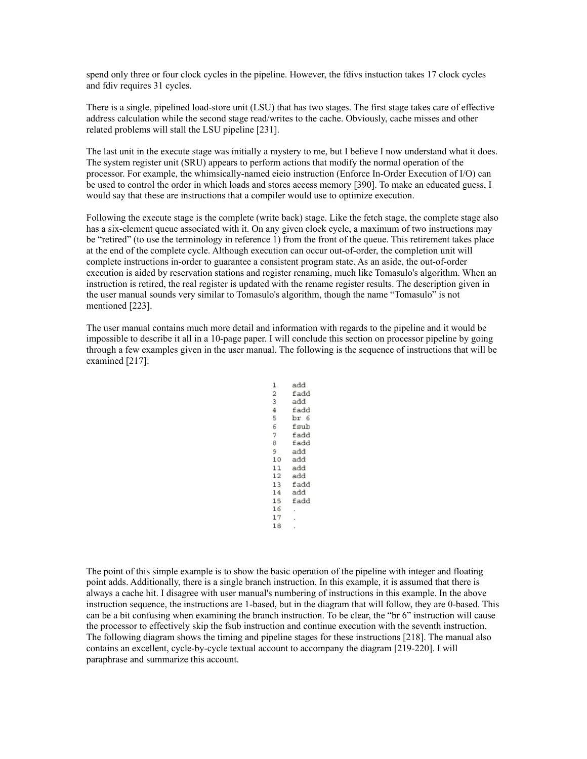spend only three or four clock cycles in the pipeline. However, the fdivs instuction takes 17 clock cycles and fdiv requires 31 cycles.

There is a single, pipelined load-store unit (LSU) that has two stages. The first stage takes care of effective address calculation while the second stage read/writes to the cache. Obviously, cache misses and other related problems will stall the LSU pipeline [231].

The last unit in the execute stage was initially a mystery to me, but I believe I now understand what it does. The system register unit (SRU) appears to perform actions that modify the normal operation of the processor. For example, the whimsically-named eieio instruction (Enforce In-Order Execution of I/O) can be used to control the order in which loads and stores access memory [390]. To make an educated guess, I would say that these are instructions that a compiler would use to optimize execution.

Following the execute stage is the complete (write back) stage. Like the fetch stage, the complete stage also has a six-element queue associated with it. On any given clock cycle, a maximum of two instructions may be "retired" (to use the terminology in reference 1) from the front of the queue. This retirement takes place at the end of the complete cycle. Although execution can occur out-of-order, the completion unit will complete instructions in-order to guarantee a consistent program state. As an aside, the out-of-order execution is aided by reservation stations and register renaming, much like Tomasulo's algorithm. When an instruction is retired, the real register is updated with the rename register results. The description given in the user manual sounds very similar to Tomasulo's algorithm, though the name "Tomasulo" is not mentioned [223].

The user manual contains much more detail and information with regards to the pipeline and it would be impossible to describe it all in a 10-page paper. I will conclude this section on processor pipeline by going through a few examples given in the user manual. The following is the sequence of instructions that will be examined [217]:

```
1    add
2    fadd
3    add
4    fadd
5    br 6
6    fsub
7    fadd
8    fadd
9    add
10   add
11   add
12   add
13   fadd
14   add
15   fadd
16   .
17   .
18   .
```

The point of this simple example is to show the basic operation of the pipeline with integer and floating point adds. Additionally, there is a single branch instruction. In this example, it is assumed that there is always a cache hit. I disagree with user manual's numbering of instructions in this example. In the above instruction sequence, the instructions are 1-based, but in the diagram that will follow, they are 0-based. This can be a bit confusing when examining the branch instruction. To be clear, the "br 6" instruction will cause the processor to effectively skip the fsub instruction and continue execution with the seventh instruction. The following diagram shows the timing and pipeline stages for these instructions [218]. The manual also contains an excellent, cycle-by-cycle textual account to accompany the diagram [219-220]. I will paraphrase and summarize this account.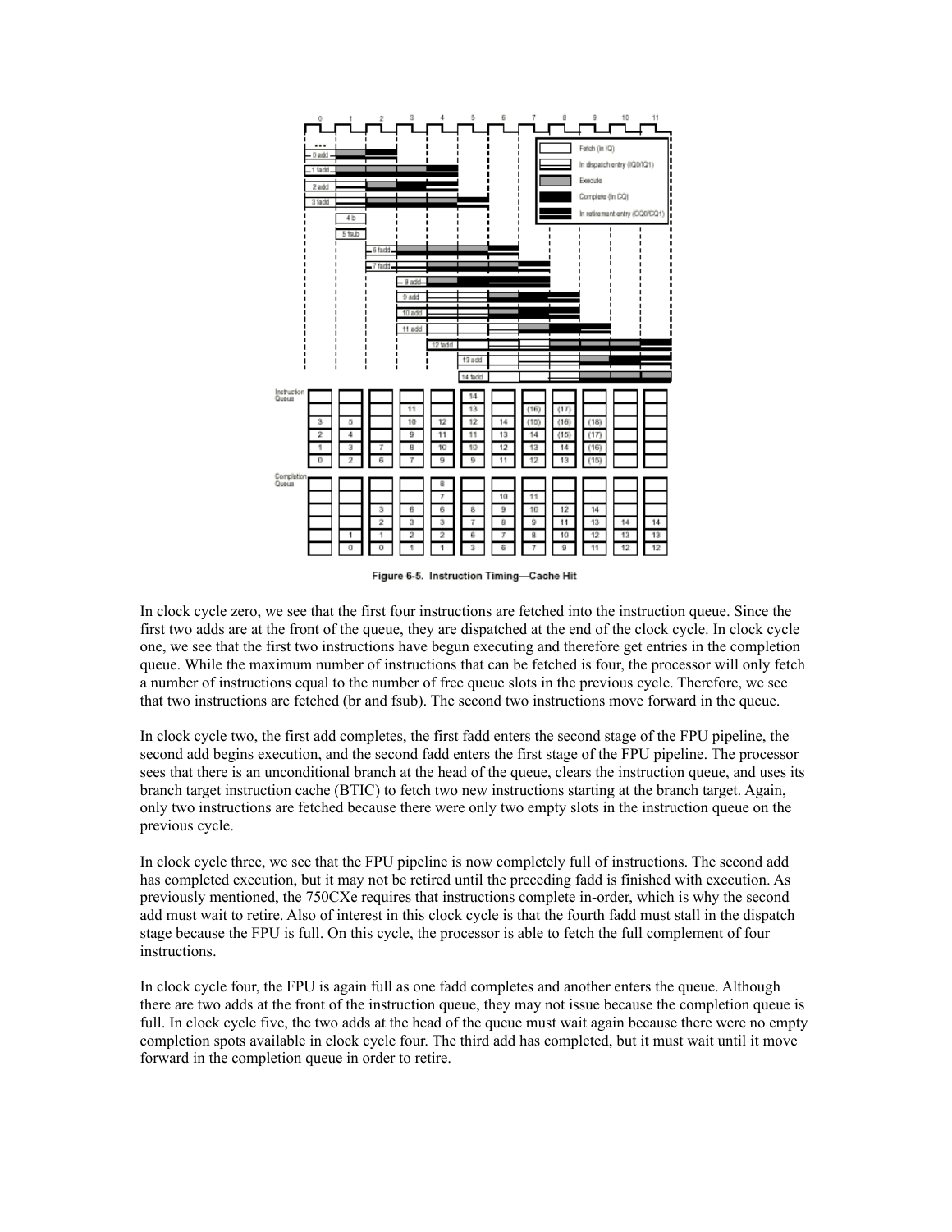Figure 6-5. Instruction Timing—Cache Hit

In clock cycle zero, we see that the first four instructions are fetched into the instruction queue. Since the first two adds are at the front of the queue, they are dispatched at the end of the clock cycle. In clock cycle one, we see that the first two instructions have begun executing and therefore get entries in the completion queue. While the maximum number of instructions that can be fetched is four, the processor will only fetch a number of instructions equal to the number of free queue slots in the previous cycle. Therefore, we see that two instructions are fetched (br and fsub). The second two instructions move forward in the queue.

In clock cycle two, the first add completes, the first fadd enters the second stage of the FPU pipeline, the second add begins execution, and the second fadd enters the first stage of the FPU pipeline. The processor sees that there is an unconditional branch at the head of the queue, clears the instruction queue, and uses its branch target instruction cache (BTIC) to fetch two new instructions starting at the branch target. Again, only two instructions are fetched because there were only two empty slots in the instruction queue on the previous cycle.

In clock cycle three, we see that the FPU pipeline is now completely full of instructions. The second add has completed execution, but it may not be retired until the preceding fadd is finished with execution. As previously mentioned, the 750CXe requires that instructions complete in-order, which is why the second add must wait to retire. Also of interest in this clock cycle is that the fourth fadd must stall in the dispatch stage because the FPU is full. On this cycle, the processor is able to fetch the full complement of four instructions.

In clock cycle four, the FPU is again full as one fadd completes and another enters the queue. Although there are two adds at the front of the instruction queue, they may not issue because the completion queue is full. In clock cycle five, the two adds at the head of the queue must wait again because there were no empty completion spots available in clock cycle four. The third add has completed, but it must wait until it move forward in the completion queue in order to retire.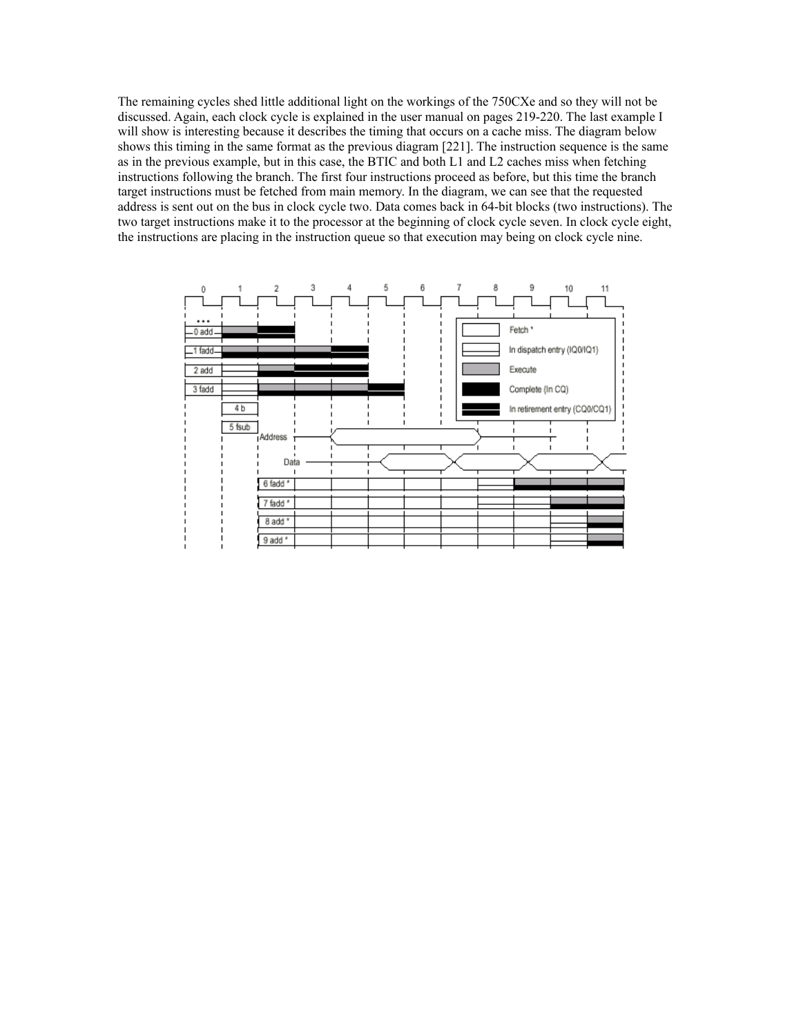The remaining cycles shed little additional light on the workings of the 750CXe and so they will not be discussed. Again, each clock cycle is explained in the user manual on pages 219-220. The last example I will show is interesting because it describes the timing that occurs on a cache miss. The diagram below shows this timing in the same format as the previous diagram [221]. The instruction sequence is the same as in the previous example, but in this case, the BTIC and both L1 and L2 caches miss when fetching instructions following the branch. The first four instructions proceed as before, but this time the branch target instructions must be fetched from main memory. In the diagram, we can see that the requested address is sent out on the bus in clock cycle two. Data comes back in 64-bit blocks (two instructions). The two target instructions make it to the processor at the beginning of clock cycle seven. In clock cycle eight, the instructions are placing in the instruction queue so that execution may being on clock cycle nine.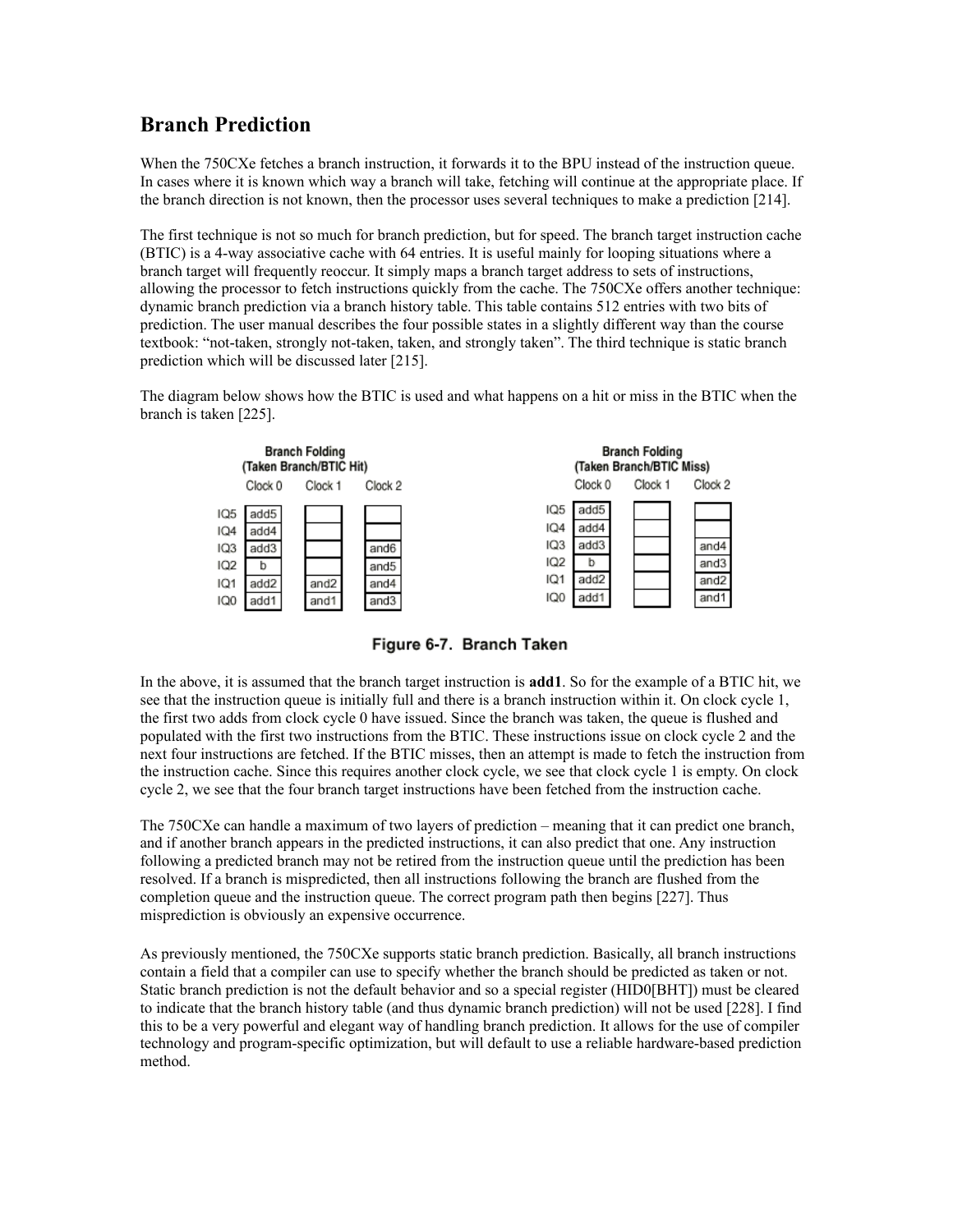## Branch Prediction

When the 750CXe fetches a branch instruction, it forwards it to the BPU instead of the instruction queue. In cases where it is known which way a branch will take, fetching will continue at the appropriate place. If the branch direction is not known, then the processor uses several techniques to make a prediction [214].

The first technique is not so much for branch prediction, but for speed. The branch target instruction cache (BTIC) is a 4-way associative cache with 64 entries. It is useful mainly for looping situations where a branch target will frequently reoccur. It simply maps a branch target address to sets of instructions, allowing the processor to fetch instructions quickly from the cache. The 750CXe offers another technique: dynamic branch prediction via a branch history table. This table contains 512 entries with two bits of prediction. The user manual describes the four possible states in a slightly different way than the course textbook: "not-taken, strongly not-taken, taken, and strongly taken". The third technique is static branch prediction which will be discussed later [215].

The diagram below shows how the BTIC is used and what happens on a hit or miss in the BTIC when the branch is taken [225].

**Branch Folding (Taken Branch/BTIC Hit)**

| | Clock 0 | Clock 1 | Clock 2 |
|---|---|---|---|
| IQ5 | add5 | | |
| IQ4 | add4 | | |
| IQ3 | add3 | | and6 |
| IQ2 | b | | and5 |
| IQ1 | add2 | and2 | and4 |
| IQ0 | add1 | and1 | and3 |

**Branch Folding (Taken Branch/BTIC Miss)**

| | Clock 0 | Clock 1 | Clock 2 |
|---|---|---|---|
| IQ5 | add5 | | |
| IQ4 | add4 | | |
| IQ3 | add3 | | and4 |
| IQ2 | b | | and3 |
| IQ1 | add2 | | and2 |
| IQ0 | add1 | | and1 |

**Figure 6-7. Branch Taken**

In the above, it is assumed that the branch target instruction is **add1**. So for the example of a BTIC hit, we see that the instruction queue is initially full and there is a branch instruction within it. On clock cycle 1, the first two adds from clock cycle 0 have issued. Since the branch was taken, the queue is flushed and populated with the first two instructions from the BTIC. These instructions issue on clock cycle 2 and the next four instructions are fetched. If the BTIC misses, then an attempt is made to fetch the instruction from the instruction cache. Since this requires another clock cycle, we see that clock cycle 1 is empty. On clock cycle 2, we see that the four branch target instructions have been fetched from the instruction cache.

The 750CXe can handle a maximum of two layers of prediction – meaning that it can predict one branch, and if another branch appears in the predicted instructions, it can also predict that one. Any instruction following a predicted branch may not be retired from the instruction queue until the prediction has been resolved. If a branch is mispredicted, then all instructions following the branch are flushed from the completion queue and the instruction queue. The correct program path then begins [227]. Thus misprediction is obviously an expensive occurrence.

As previously mentioned, the 750CXe supports static branch prediction. Basically, all branch instructions contain a field that a compiler can use to specify whether the branch should be predicted as taken or not. Static branch prediction is not the default behavior and so a special register (HID0[BHT]) must be cleared to indicate that the branch history table (and thus dynamic branch prediction) will not be used [228]. I find this to be a very powerful and elegant way of handling branch prediction. It allows for the use of compiler technology and program-specific optimization, but will default to use a reliable hardware-based prediction method.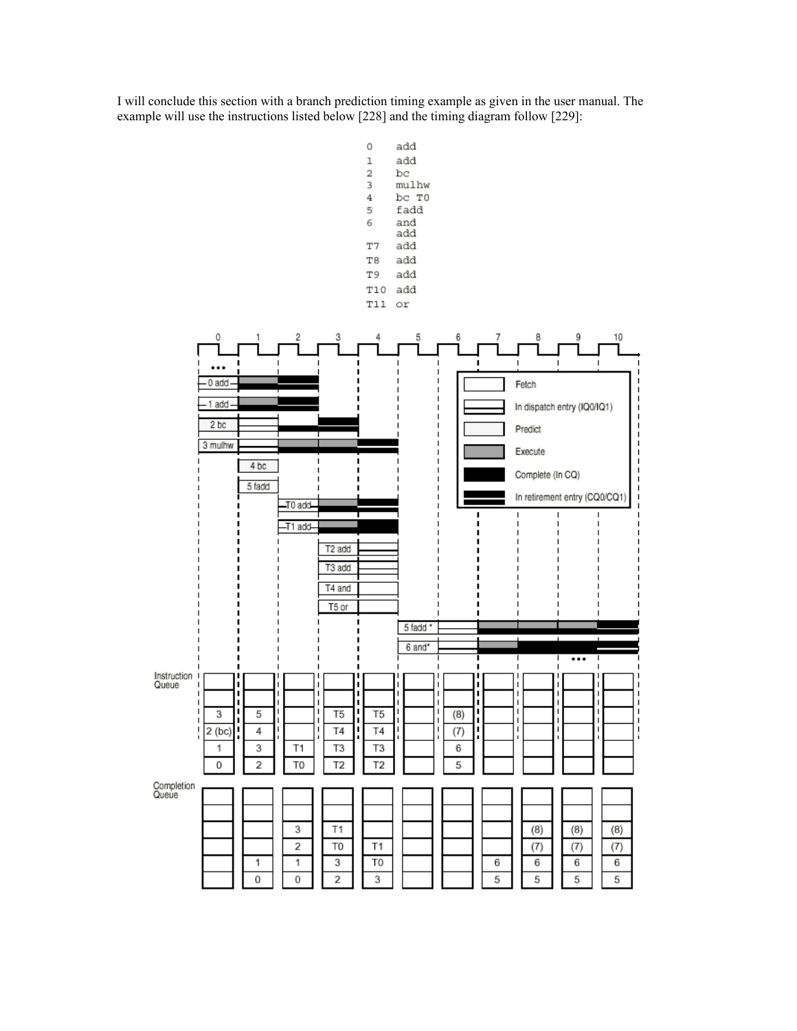I will conclude this section with a branch prediction timing example as given in the user manual. The example will use the instructions listed below [228] and the timing diagram follow [229]:

```
0    add
1    add
2    bc
3    mulhw
4    bc T0
5    fadd
6    and
     add
T7   add
T8   add
T9   add
T10  add
T11  or
```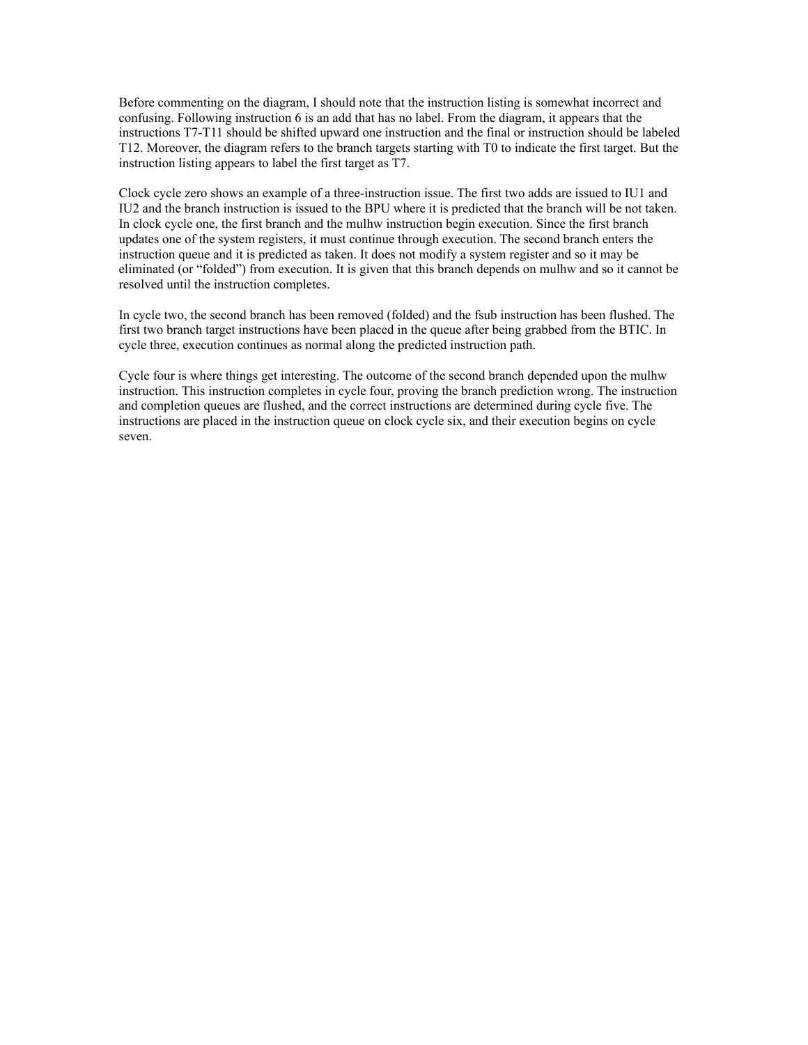Before commenting on the diagram, I should note that the instruction listing is somewhat incorrect and confusing. Following instruction 6 is an add that has no label. From the diagram, it appears that the instructions T7-T11 should be shifted upward one instruction and the final or instruction should be labeled T12. Moreover, the diagram refers to the branch targets starting with T0 to indicate the first target. But the instruction listing appears to label the first target as T7.

Clock cycle zero shows an example of a three-instruction issue. The first two adds are issued to IU1 and IU2 and the branch instruction is issued to the BPU where it is predicted that the branch will be not taken. In clock cycle one, the first branch and the mulhw instruction begin execution. Since the first branch updates one of the system registers, it must continue through execution. The second branch enters the instruction queue and it is predicted as taken. It does not modify a system register and so it may be eliminated (or "folded") from execution. It is given that this branch depends on mulhw and so it cannot be resolved until the instruction completes.

In cycle two, the second branch has been removed (folded) and the fsub instruction has been flushed. The first two branch target instructions have been placed in the queue after being grabbed from the BTIC. In cycle three, execution continues as normal along the predicted instruction path.

Cycle four is where things get interesting. The outcome of the second branch depended upon the mulhw instruction. This instruction completes in cycle four, proving the branch prediction wrong. The instruction and completion queues are flushed, and the correct instructions are determined during cycle five. The instructions are placed in the instruction queue on clock cycle six, and their execution begins on cycle seven.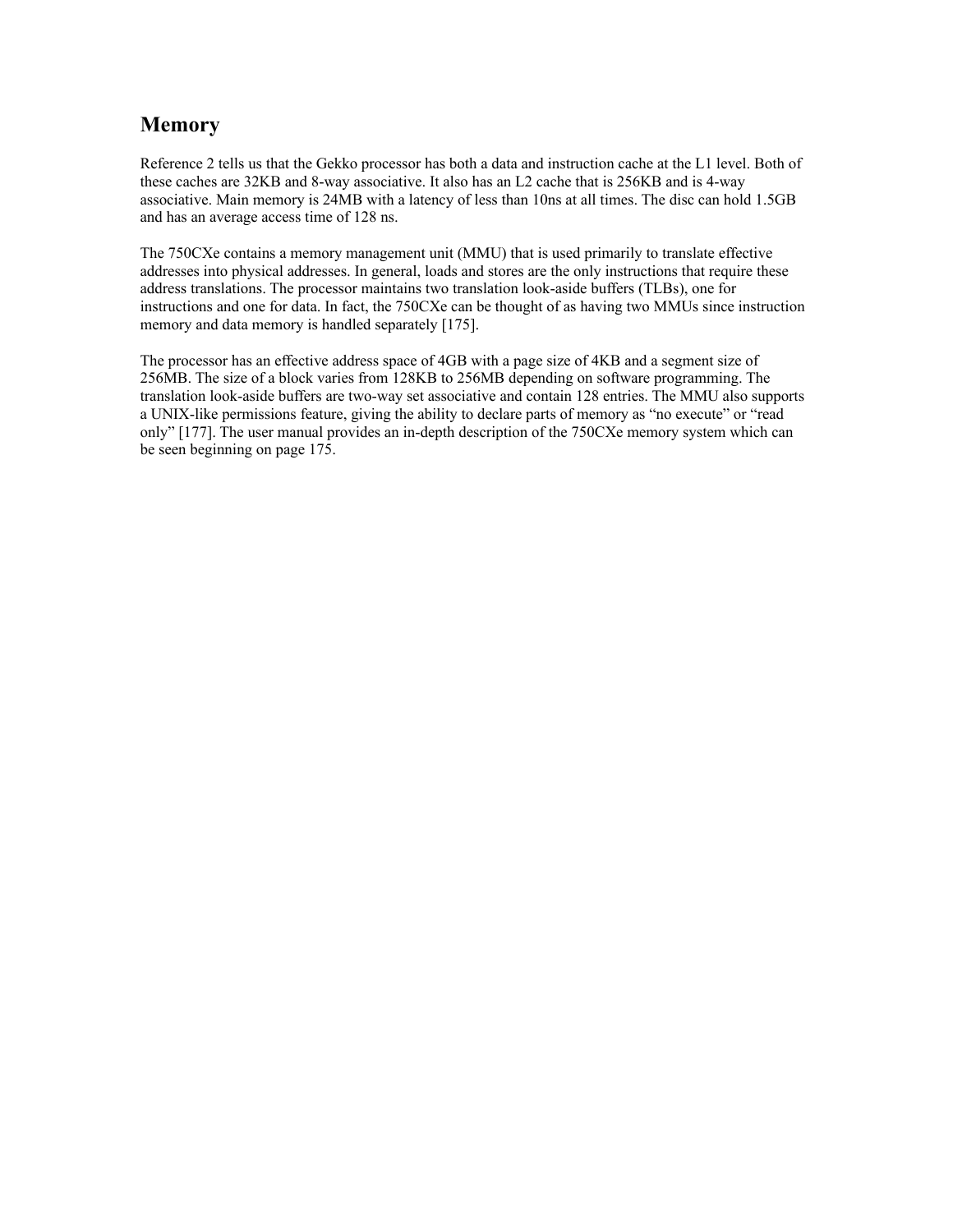## Memory

Reference 2 tells us that the Gekko processor has both a data and instruction cache at the L1 level. Both of these caches are 32KB and 8-way associative. It also has an L2 cache that is 256KB and is 4-way associative. Main memory is 24MB with a latency of less than 10ns at all times. The disc can hold 1.5GB and has an average access time of 128 ns.

The 750CXe contains a memory management unit (MMU) that is used primarily to translate effective addresses into physical addresses. In general, loads and stores are the only instructions that require these address translations. The processor maintains two translation look-aside buffers (TLBs), one for instructions and one for data. In fact, the 750CXe can be thought of as having two MMUs since instruction memory and data memory is handled separately [175].

The processor has an effective address space of 4GB with a page size of 4KB and a segment size of 256MB. The size of a block varies from 128KB to 256MB depending on software programming. The translation look-aside buffers are two-way set associative and contain 128 entries. The MMU also supports a UNIX-like permissions feature, giving the ability to declare parts of memory as “no execute” or “read only” [177]. The user manual provides an in-depth description of the 750CXe memory system which can be seen beginning on page 175.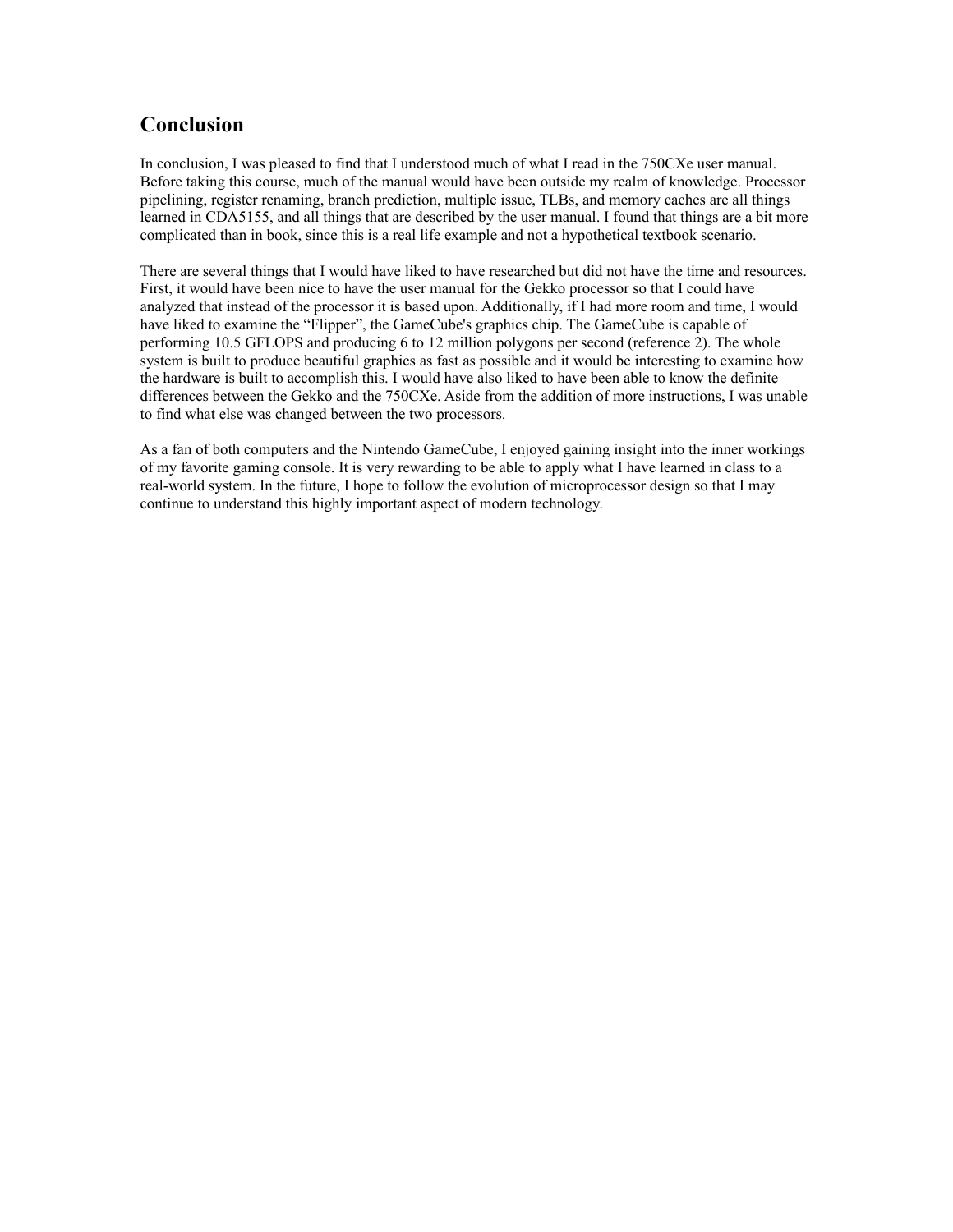## Conclusion

In conclusion, I was pleased to find that I understood much of what I read in the 750CXe user manual. Before taking this course, much of the manual would have been outside my realm of knowledge. Processor pipelining, register renaming, branch prediction, multiple issue, TLBs, and memory caches are all things learned in CDA5155, and all things that are described by the user manual. I found that things are a bit more complicated than in book, since this is a real life example and not a hypothetical textbook scenario.

There are several things that I would have liked to have researched but did not have the time and resources. First, it would have been nice to have the user manual for the Gekko processor so that I could have analyzed that instead of the processor it is based upon. Additionally, if I had more room and time, I would have liked to examine the “Flipper”, the GameCube's graphics chip. The GameCube is capable of performing 10.5 GFLOPS and producing 6 to 12 million polygons per second (reference 2). The whole system is built to produce beautiful graphics as fast as possible and it would be interesting to examine how the hardware is built to accomplish this. I would have also liked to have been able to know the definite differences between the Gekko and the 750CXe. Aside from the addition of more instructions, I was unable to find what else was changed between the two processors.

As a fan of both computers and the Nintendo GameCube, I enjoyed gaining insight into the inner workings of my favorite gaming console. It is very rewarding to be able to apply what I have learned in class to a real-world system. In the future, I hope to follow the evolution of microprocessor design so that I may continue to understand this highly important aspect of modern technology.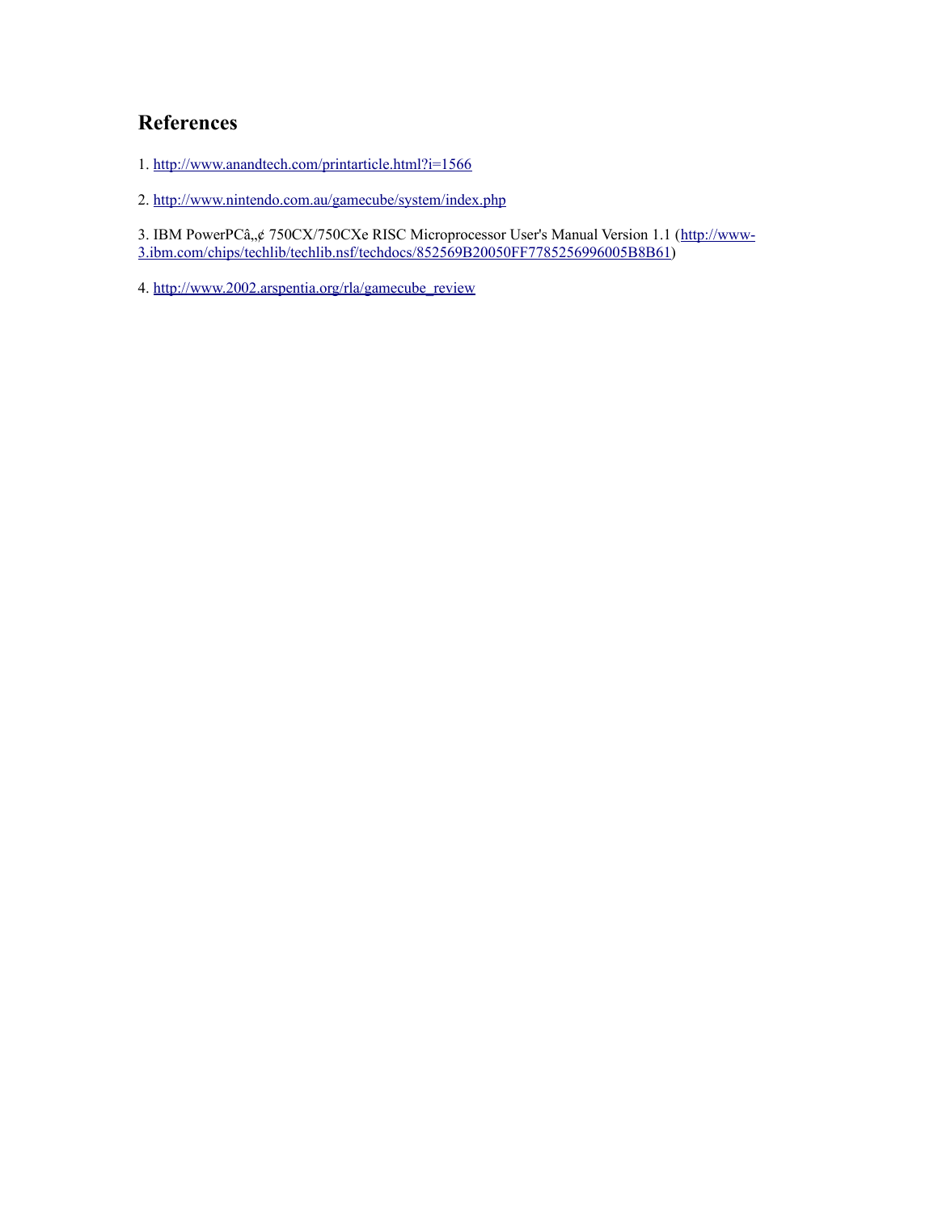## References

1. http://www.anandtech.com/printarticle.html?i=1566

2. http://www.nintendo.com.au/gamecube/system/index.php

3. IBM PowerPCâ„¢ 750CX/750CXe RISC Microprocessor User's Manual Version 1.1 (http://www-3.ibm.com/chips/techlib/techlib.nsf/techdocs/852569B20050FF7785256996005B8B61)

4. http://www.2002.arspentia.org/rla/gamecube_review